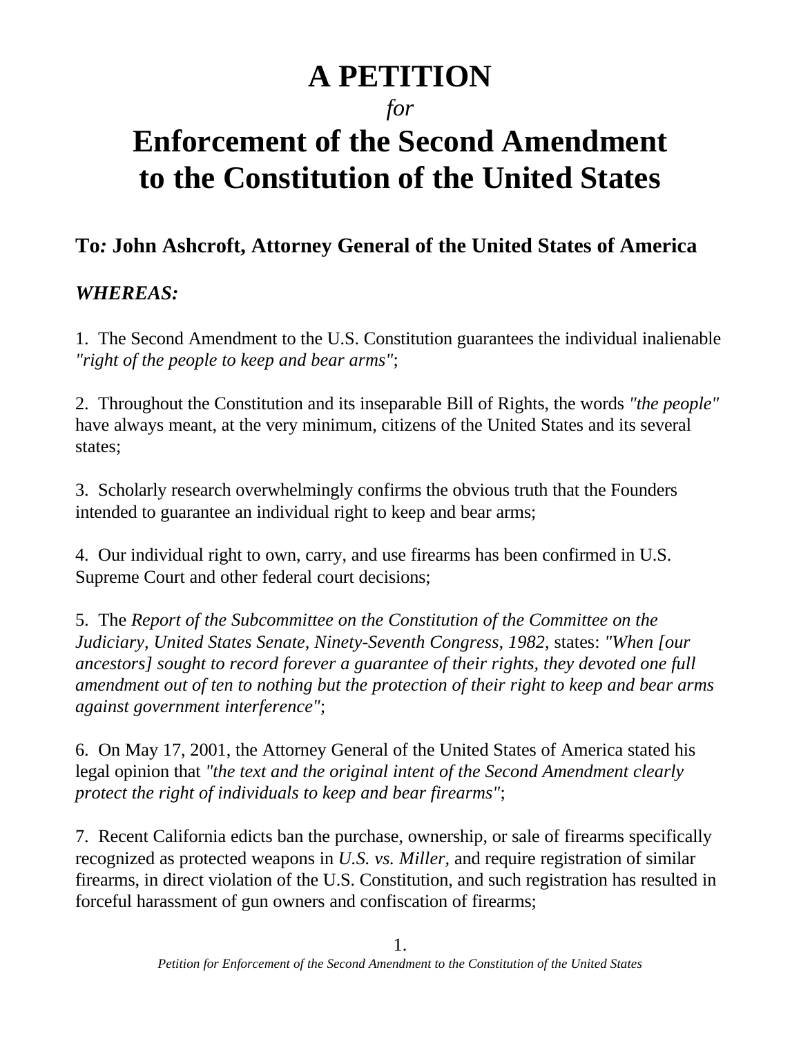# A PETITION

*for*

# Enforcement of the Second Amendment to the Constitution of the United States

## To*:* John Ashcroft, Attorney General of the United States of America

### *WHEREAS:*

1. The Second Amendment to the U.S. Constitution guarantees the individual inalienable *"right of the people to keep and bear arms"*;

2. Throughout the Constitution and its inseparable Bill of Rights, the words *"the people"* have always meant, at the very minimum, citizens of the United States and its several states;

3. Scholarly research overwhelmingly confirms the obvious truth that the Founders intended to guarantee an individual right to keep and bear arms;

4. Our individual right to own, carry, and use firearms has been confirmed in U.S. Supreme Court and other federal court decisions;

5. The *Report of the Subcommittee on the Constitution of the Committee on the Judiciary, United States Senate, Ninety-Seventh Congress, 1982*, states: *"When [our ancestors] sought to record forever a guarantee of their rights, they devoted one full amendment out of ten to nothing but the protection of their right to keep and bear arms against government interference"*;

6. On May 17, 2001, the Attorney General of the United States of America stated his legal opinion that *"the text and the original intent of the Second Amendment clearly protect the right of individuals to keep and bear firearms"*;

7. Recent California edicts ban the purchase, ownership, or sale of firearms specifically recognized as protected weapons in *U.S. vs. Miller,* and require registration of similar firearms, in direct violation of the U.S. Constitution, and such registration has resulted in forceful harassment of gun owners and confiscation of firearms;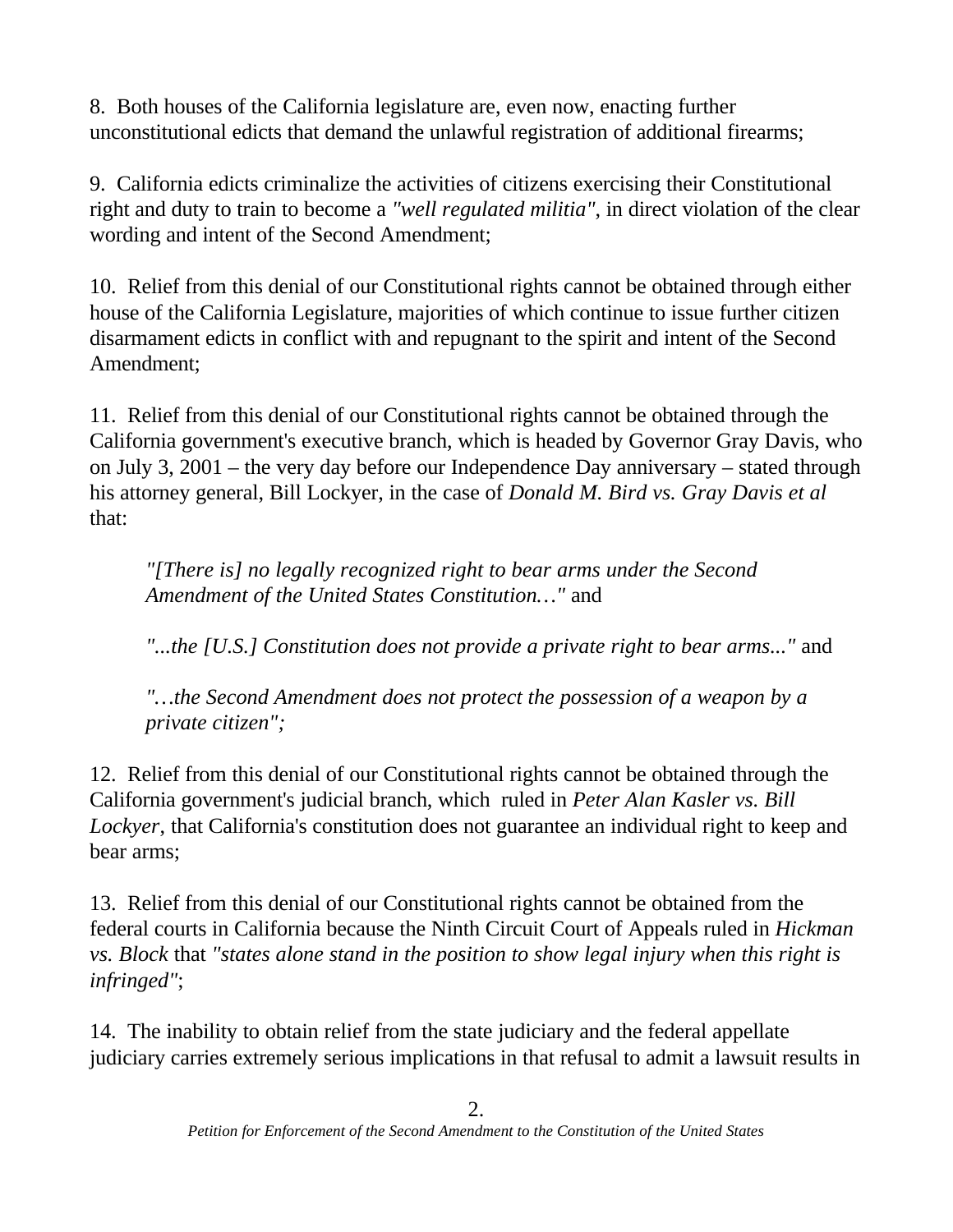8. Both houses of the California legislature are, even now, enacting further unconstitutional edicts that demand the unlawful registration of additional firearms;

9. California edicts criminalize the activities of citizens exercising their Constitutional right and duty to train to become a *"well regulated militia"*, in direct violation of the clear wording and intent of the Second Amendment;

10. Relief from this denial of our Constitutional rights cannot be obtained through either house of the California Legislature, majorities of which continue to issue further citizen disarmament edicts in conflict with and repugnant to the spirit and intent of the Second Amendment;

11. Relief from this denial of our Constitutional rights cannot be obtained through the California government's executive branch, which is headed by Governor Gray Davis, who on July 3, 2001 – the very day before our Independence Day anniversary – stated through his attorney general, Bill Lockyer, in the case of *Donald M. Bird vs. Gray Davis et al* that:

> *"[There is] no legally recognized right to bear arms under the Second Amendment of the United States Constitution…"* and
>
> *"...the [U.S.] Constitution does not provide a private right to bear arms..."* and
>
> *"…the Second Amendment does not protect the possession of a weapon by a private citizen";*

12. Relief from this denial of our Constitutional rights cannot be obtained through the California government's judicial branch, which ruled in *Peter Alan Kasler vs. Bill Lockyer*, that California's constitution does not guarantee an individual right to keep and bear arms;

13. Relief from this denial of our Constitutional rights cannot be obtained from the federal courts in California because the Ninth Circuit Court of Appeals ruled in *Hickman vs. Block* that *"states alone stand in the position to show legal injury when this right is infringed"*;

14. The inability to obtain relief from the state judiciary and the federal appellate judiciary carries extremely serious implications in that refusal to admit a lawsuit results in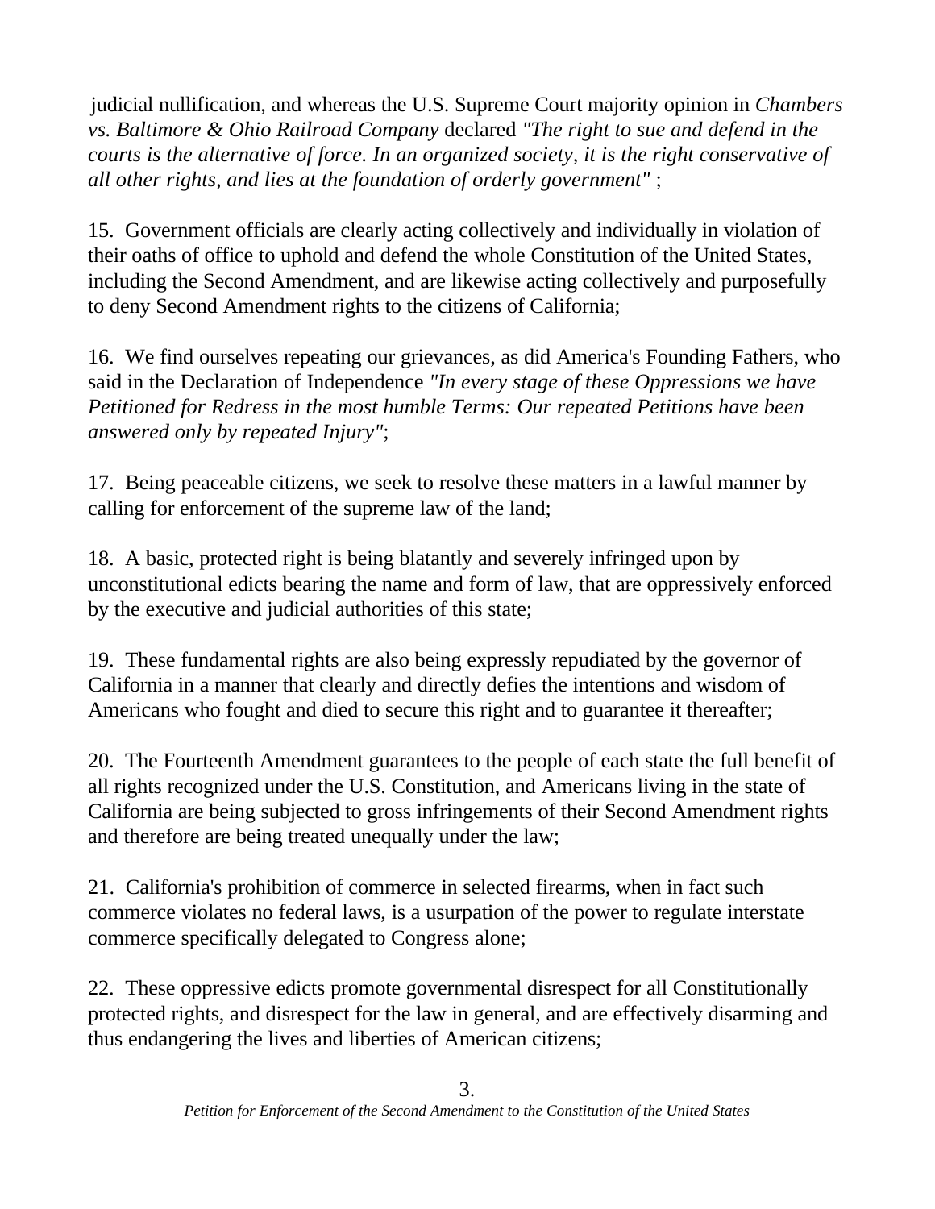judicial nullification, and whereas the U.S. Supreme Court majority opinion in *Chambers vs. Baltimore & Ohio Railroad Company* declared *"The right to sue and defend in the courts is the alternative of force. In an organized society, it is the right conservative of all other rights, and lies at the foundation of orderly government"* ;

15. Government officials are clearly acting collectively and individually in violation of their oaths of office to uphold and defend the whole Constitution of the United States, including the Second Amendment, and are likewise acting collectively and purposefully to deny Second Amendment rights to the citizens of California;

16. We find ourselves repeating our grievances, as did America's Founding Fathers, who said in the Declaration of Independence *"In every stage of these Oppressions we have Petitioned for Redress in the most humble Terms: Our repeated Petitions have been answered only by repeated Injury"*;

17. Being peaceable citizens, we seek to resolve these matters in a lawful manner by calling for enforcement of the supreme law of the land;

18. A basic, protected right is being blatantly and severely infringed upon by unconstitutional edicts bearing the name and form of law, that are oppressively enforced by the executive and judicial authorities of this state;

19. These fundamental rights are also being expressly repudiated by the governor of California in a manner that clearly and directly defies the intentions and wisdom of Americans who fought and died to secure this right and to guarantee it thereafter;

20. The Fourteenth Amendment guarantees to the people of each state the full benefit of all rights recognized under the U.S. Constitution, and Americans living in the state of California are being subjected to gross infringements of their Second Amendment rights and therefore are being treated unequally under the law;

21. California's prohibition of commerce in selected firearms, when in fact such commerce violates no federal laws, is a usurpation of the power to regulate interstate commerce specifically delegated to Congress alone;

22. These oppressive edicts promote governmental disrespect for all Constitutionally protected rights, and disrespect for the law in general, and are effectively disarming and thus endangering the lives and liberties of American citizens;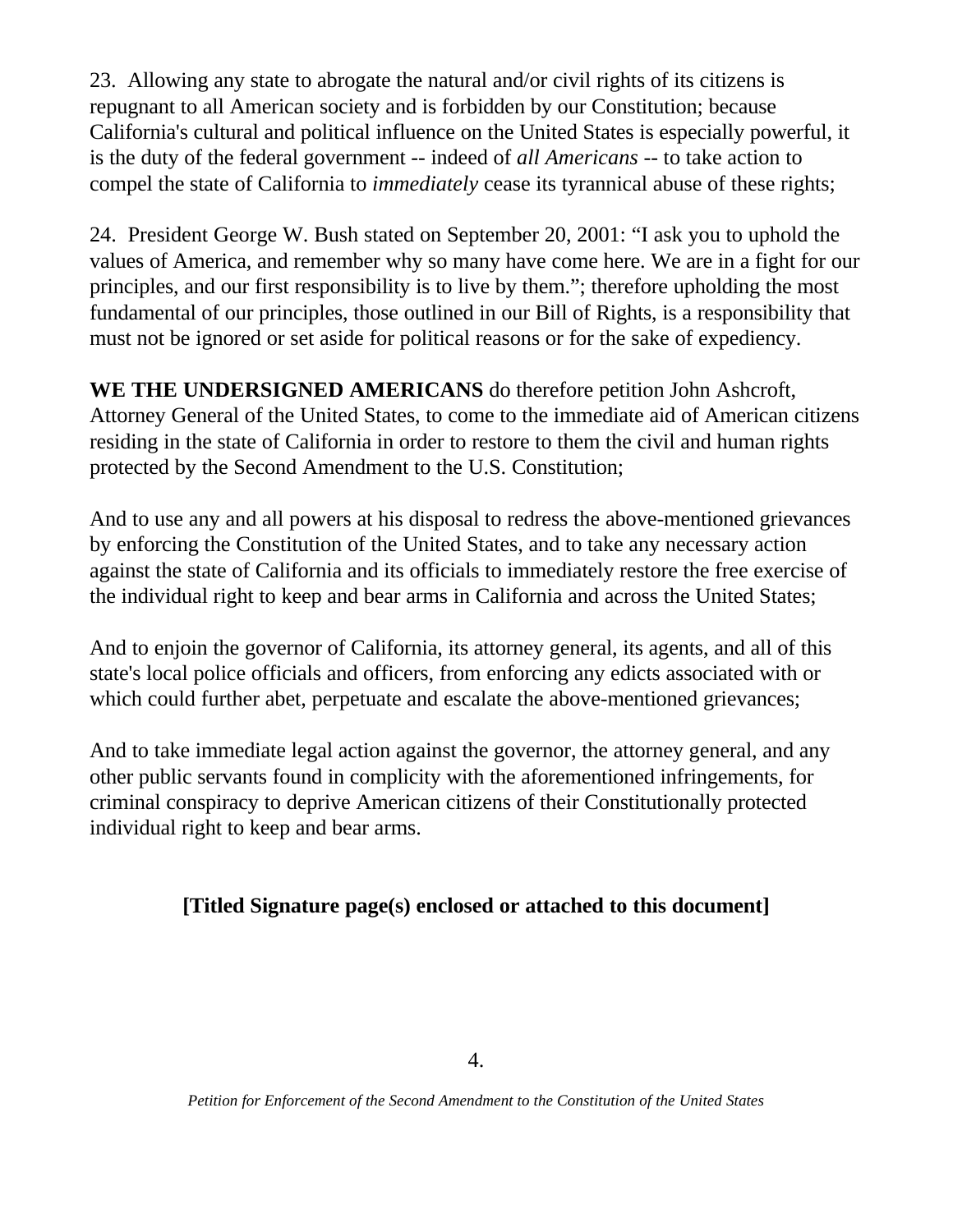23. Allowing any state to abrogate the natural and/or civil rights of its citizens is repugnant to all American society and is forbidden by our Constitution; because California's cultural and political influence on the United States is especially powerful, it is the duty of the federal government -- indeed of *all Americans* -- to take action to compel the state of California to *immediately* cease its tyrannical abuse of these rights;

24. President George W. Bush stated on September 20, 2001: "I ask you to uphold the values of America, and remember why so many have come here. We are in a fight for our principles, and our first responsibility is to live by them."; therefore upholding the most fundamental of our principles, those outlined in our Bill of Rights, is a responsibility that must not be ignored or set aside for political reasons or for the sake of expediency.

**WE THE UNDERSIGNED AMERICANS** do therefore petition John Ashcroft, Attorney General of the United States, to come to the immediate aid of American citizens residing in the state of California in order to restore to them the civil and human rights protected by the Second Amendment to the U.S. Constitution;

And to use any and all powers at his disposal to redress the above-mentioned grievances by enforcing the Constitution of the United States, and to take any necessary action against the state of California and its officials to immediately restore the free exercise of the individual right to keep and bear arms in California and across the United States;

And to enjoin the governor of California, its attorney general, its agents, and all of this state's local police officials and officers, from enforcing any edicts associated with or which could further abet, perpetuate and escalate the above-mentioned grievances;

And to take immediate legal action against the governor, the attorney general, and any other public servants found in complicity with the aforementioned infringements, for criminal conspiracy to deprive American citizens of their Constitutionally protected individual right to keep and bear arms.

**[Titled Signature page(s) enclosed or attached to this document]**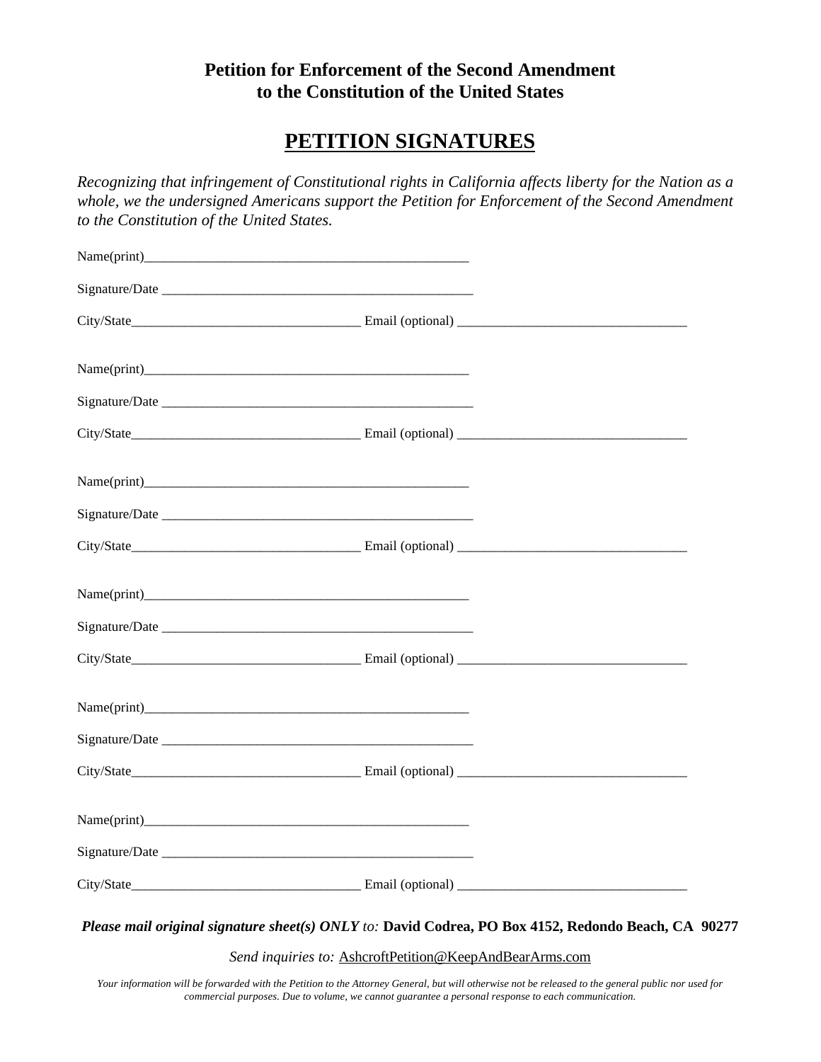**Petition for Enforcement of the Second Amendment to the Constitution of the United States**

# PETITION SIGNATURES

*Recognizing that infringement of Constitutional rights in California affects liberty for the Nation as a whole, we the undersigned Americans support the Petition for Enforcement of the Second Amendment to the Constitution of the United States.*

Name(print)_______________________________________________

Signature/Date _____________________________________________

City/State_________________________________ Email (optional) _________________________________

Name(print)_______________________________________________

Signature/Date _____________________________________________

City/State_________________________________ Email (optional) _________________________________

Name(print)_______________________________________________

Signature/Date _____________________________________________

City/State_________________________________ Email (optional) _________________________________

Name(print)_______________________________________________

Signature/Date _____________________________________________

City/State_________________________________ Email (optional) _________________________________

Name(print)_______________________________________________

Signature/Date _____________________________________________

City/State_________________________________ Email (optional) _________________________________

Name(print)_______________________________________________

Signature/Date _____________________________________________

City/State_________________________________ Email (optional) _________________________________

***Please mail original signature sheet(s) ONLY*** *to:* **David Codrea, PO Box 4152, Redondo Beach, CA 90277**

*Send inquiries to:* AshcroftPetition@KeepAndBearArms.com

*Your information will be forwarded with the Petition to the Attorney General, but will otherwise not be released to the general public nor used for commercial purposes. Due to volume, we cannot guarantee a personal response to each communication.*